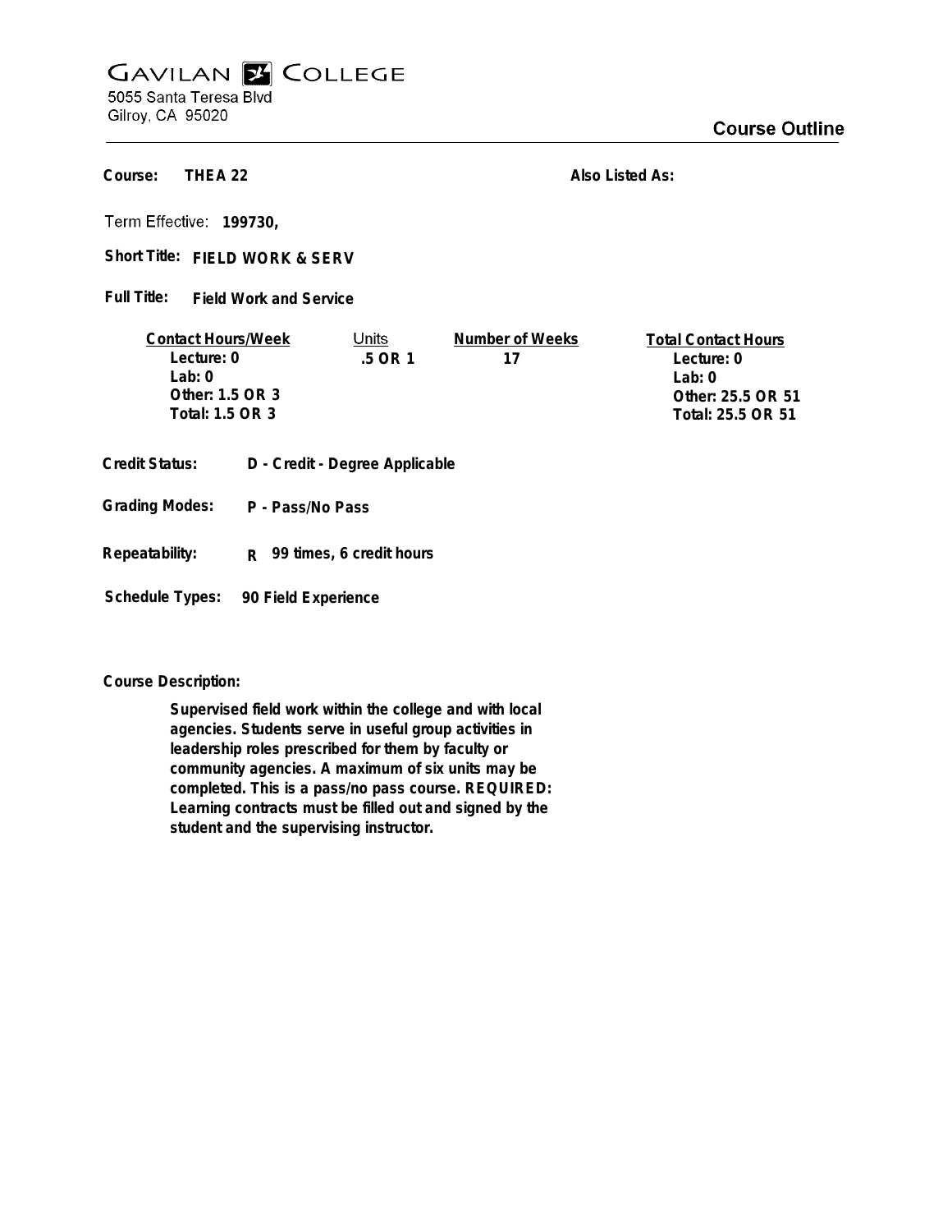# GAVILAN COLLEGE

5055 Santa Teresa Blvd
Gilroy, CA 95020

## Course Outline

**Course:** THEA 22

**Also Listed As:**

**Term Effective:** 199730,

**Short Title:** FIELD WORK & SERV

**Full Title:** Field Work and Service

| Contact Hours/Week | Units | Number of Weeks | Total Contact Hours |
|---|---|---|---|
| Lecture: 0 | .5 OR 1 | 17 | Lecture: 0 |
| Lab: 0 | | | Lab: 0 |
| Other: 1.5 OR 3 | | | Other: 25.5 OR 51 |
| Total: 1.5 OR 3 | | | Total: 25.5 OR 51 |

**Credit Status:** D - Credit - Degree Applicable

**Grading Modes:** P - Pass/No Pass

**Repeatability:** R 99 times, 6 credit hours

**Schedule Types:** 90 Field Experience

**Course Description:**

Supervised field work within the college and with local agencies. Students serve in useful group activities in leadership roles prescribed for them by faculty or community agencies. A maximum of six units may be completed. This is a pass/no pass course. REQUIRED: Learning contracts must be filled out and signed by the student and the supervising instructor.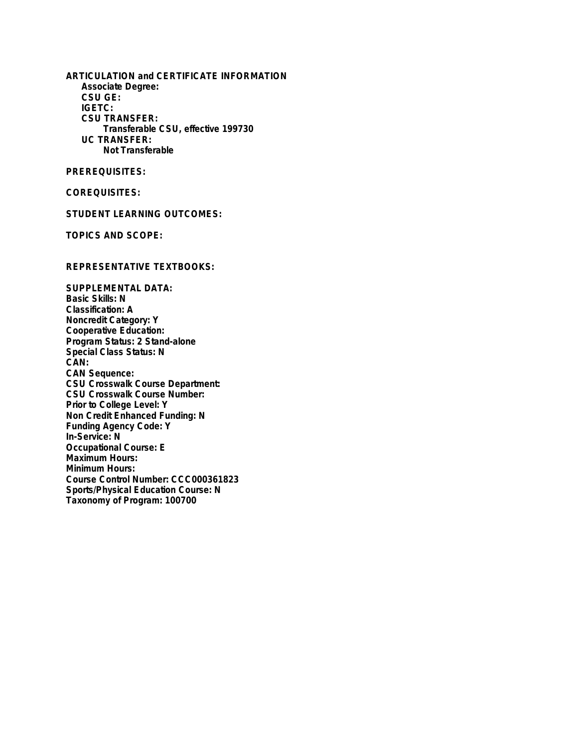**ARTICULATION and CERTIFICATE INFORMATION**

**Associate Degree:**

**CSU GE:**

**IGETC:**

**CSU TRANSFER:**

**Transferable CSU, effective 199730**

**UC TRANSFER:**

**Not Transferable**

**PREREQUISITES:**

**COREQUISITES:**

**STUDENT LEARNING OUTCOMES:**

**TOPICS AND SCOPE:**

**REPRESENTATIVE TEXTBOOKS:**

**SUPPLEMENTAL DATA:**
**Basic Skills: N**
**Classification: A**
**Noncredit Category: Y**
**Cooperative Education:**
**Program Status: 2 Stand-alone**
**Special Class Status: N**
**CAN:**
**CAN Sequence:**
**CSU Crosswalk Course Department:**
**CSU Crosswalk Course Number:**
**Prior to College Level: Y**
**Non Credit Enhanced Funding: N**
**Funding Agency Code: Y**
**In-Service: N**
**Occupational Course: E**
**Maximum Hours:**
**Minimum Hours:**
**Course Control Number: CCC000361823**
**Sports/Physical Education Course: N**
**Taxonomy of Program: 100700**